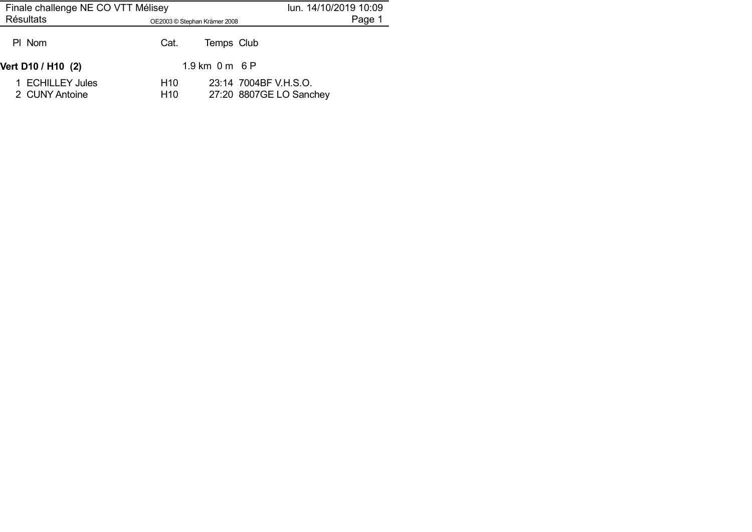# Finale challenge NE CO VTT Mélisey

## Résultats

lun. 14/10/2019 10:09

OE2003 © Stephan Krämer 2008

### Vert D10 / H10 (2)

1.9 km 0 m 6 P

| Pl | Nom | Cat. | Temps | Club |
|---|---|---|---|---|
| 1 | ECHILLEY Jules | H10 | 23:14 | 7004BF V.H.S.O. |
| 2 | CUNY Antoine | H10 | 27:20 | 8807GE LO Sanchey |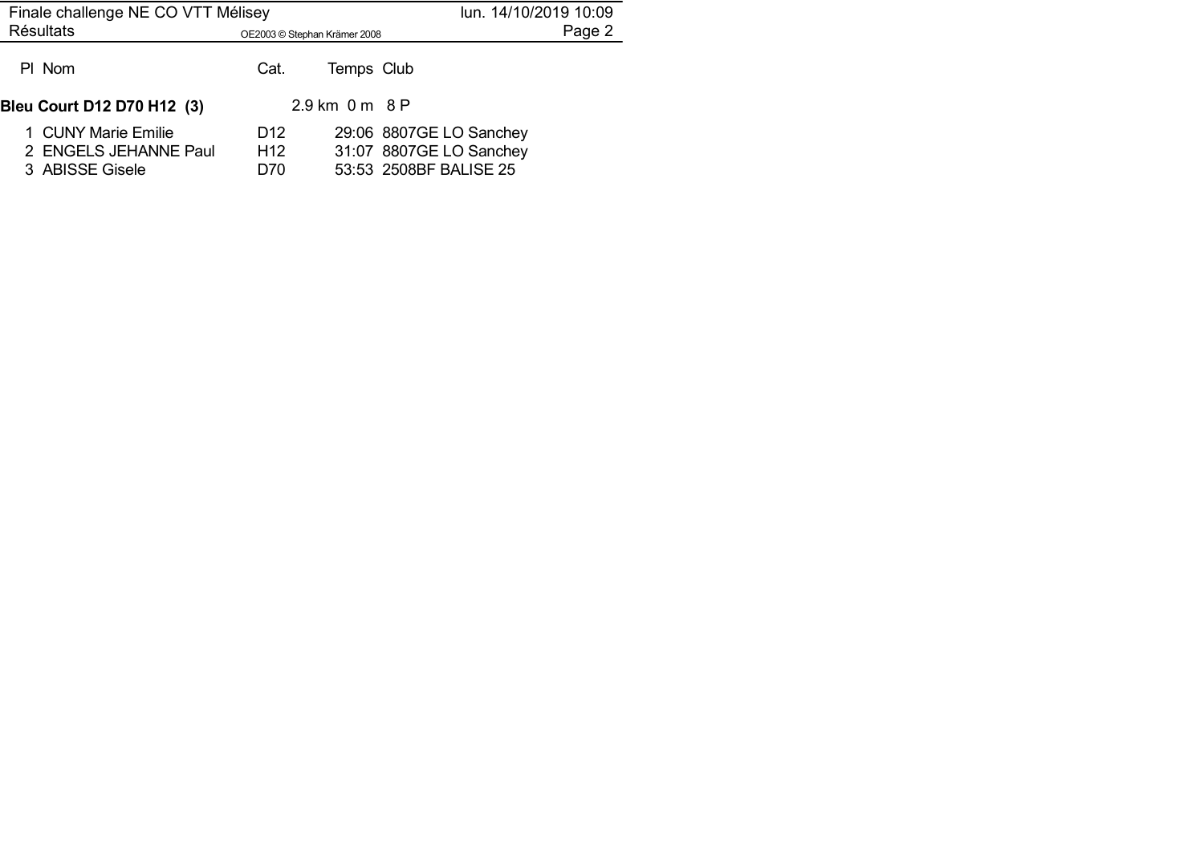| Pl | Nom | Cat. | Temps | Club |
|---|---|---|---|---|
| **Bleu Court D12 D70 H12 (3)** | | 2.9 km 0 m 8 P | | |
| 1 | CUNY Marie Emilie | D12 | 29:06 | 8807GE LO Sanchey |
| 2 | ENGELS JEHANNE Paul | H12 | 31:07 | 8807GE LO Sanchey |
| 3 | ABISSE Gisele | D70 | 53:53 | 2508BF BALISE 25 |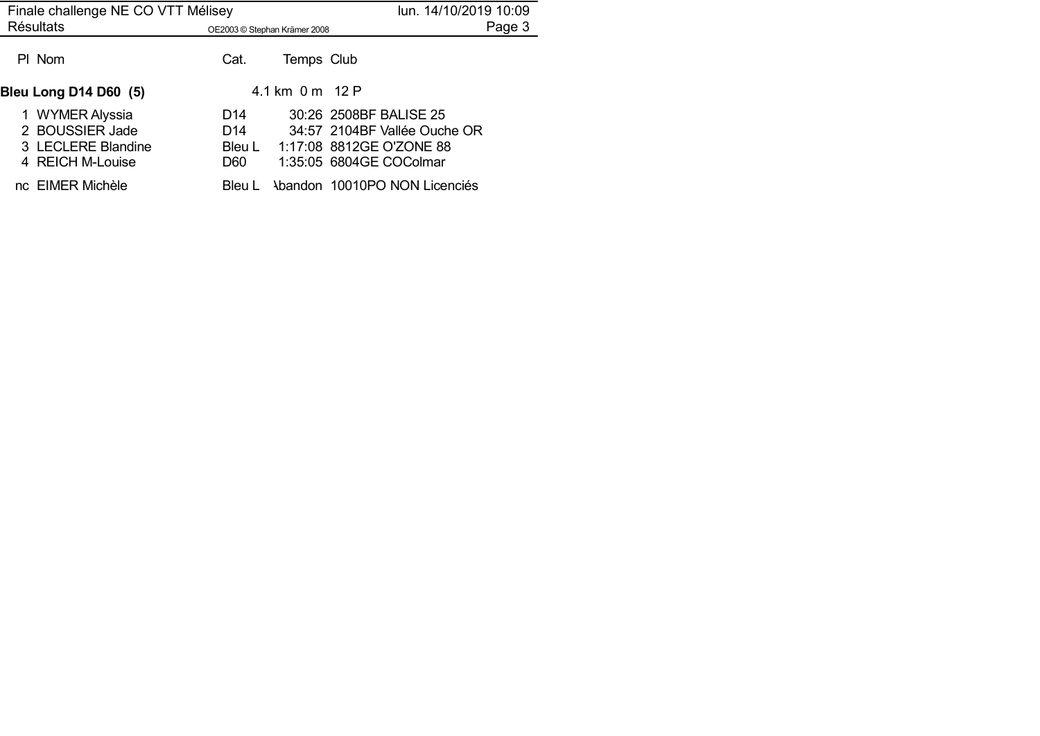| Pl | Nom | Cat. | Temps | Club |
|---|---|---|---|---|
| **Bleu Long D14 D60 (5)** | | | 4.1 km 0 m | 12 P |
| 1 | WYMER Alyssia | D14 | 30:26 | 2508BF BALISE 25 |
| 2 | BOUSSIER Jade | D14 | 34:57 | 2104BF Vallée Ouche OR |
| 3 | LECLERE Blandine | Bleu L | 1:17:08 | 8812GE O'ZONE 88 |
| 4 | REICH M-Louise | D60 | 1:35:05 | 6804GE COColmar |
| nc | EIMER Michèle | Bleu L | Abandon | 10010PO NON Licenciés |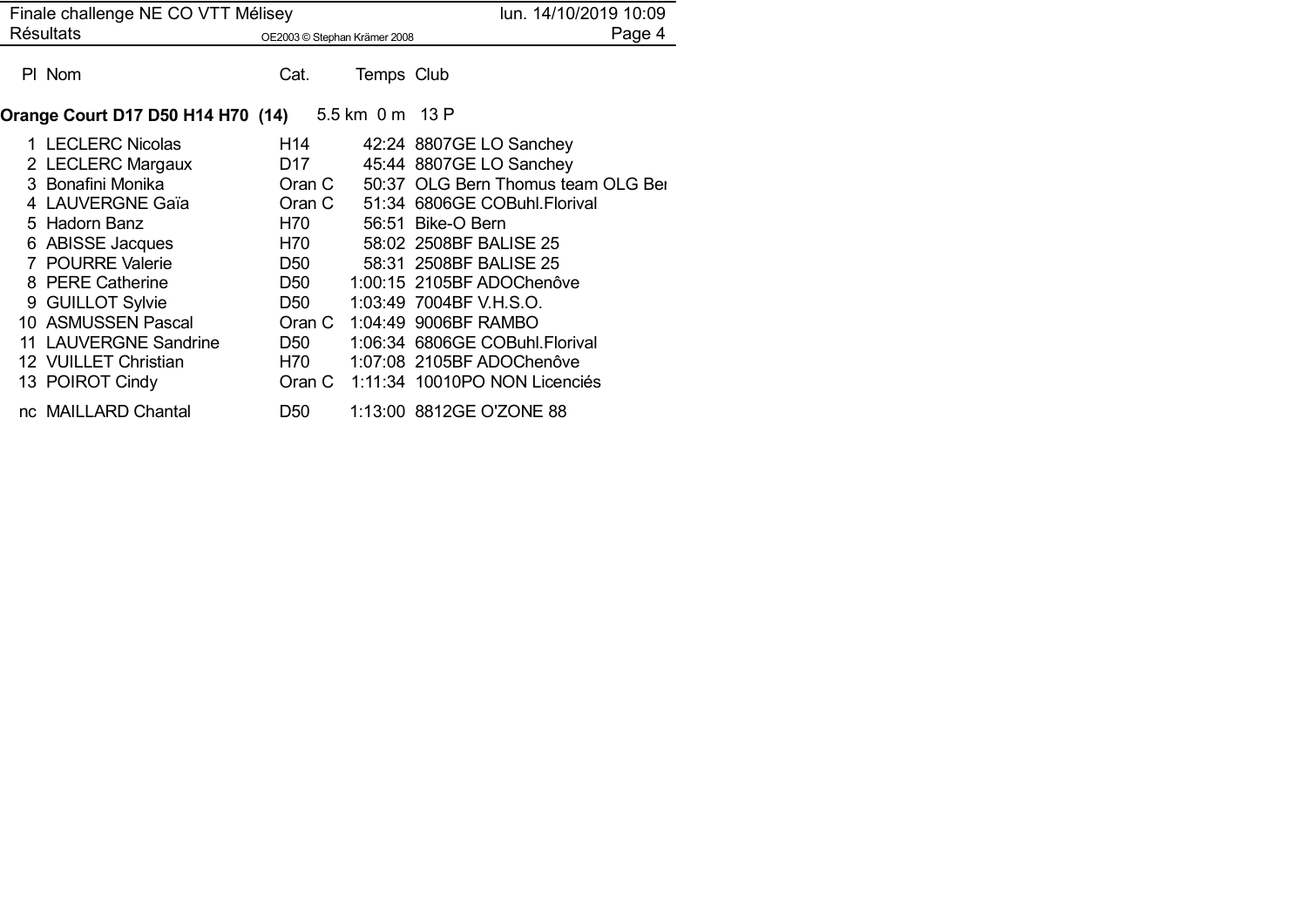Finale challenge NE CO VTT Mélisey

Résultats

## Orange Court D17 D50 H14 H70 (14)

5.5 km 0 m 13 P

| Pl | Nom | Cat. | Temps | Club |
|---|---|---|---|---|
| 1 | LECLERC Nicolas | H14 | 42:24 | 8807GE LO Sanchey |
| 2 | LECLERC Margaux | D17 | 45:44 | 8807GE LO Sanchey |
| 3 | Bonafini Monika | Oran C | 50:37 | OLG Bern Thomus team OLG Ber |
| 4 | LAUVERGNE Gaïa | Oran C | 51:34 | 6806GE COBuhl.Florival |
| 5 | Hadorn Banz | H70 | 56:51 | Bike-O Bern |
| 6 | ABISSE Jacques | H70 | 58:02 | 2508BF BALISE 25 |
| 7 | POURRE Valerie | D50 | 58:31 | 2508BF BALISE 25 |
| 8 | PERE Catherine | D50 | 1:00:15 | 2105BF ADOChenôve |
| 9 | GUILLOT Sylvie | D50 | 1:03:49 | 7004BF V.H.S.O. |
| 10 | ASMUSSEN Pascal | Oran C | 1:04:49 | 9006BF RAMBO |
| 11 | LAUVERGNE Sandrine | D50 | 1:06:34 | 6806GE COBuhl.Florival |
| 12 | VUILLET Christian | H70 | 1:07:08 | 2105BF ADOChenôve |
| 13 | POIROT Cindy | Oran C | 1:11:34 | 10010PO NON Licenciés |
| nc | MAILLARD Chantal | D50 | 1:13:00 | 8812GE O'ZONE 88 |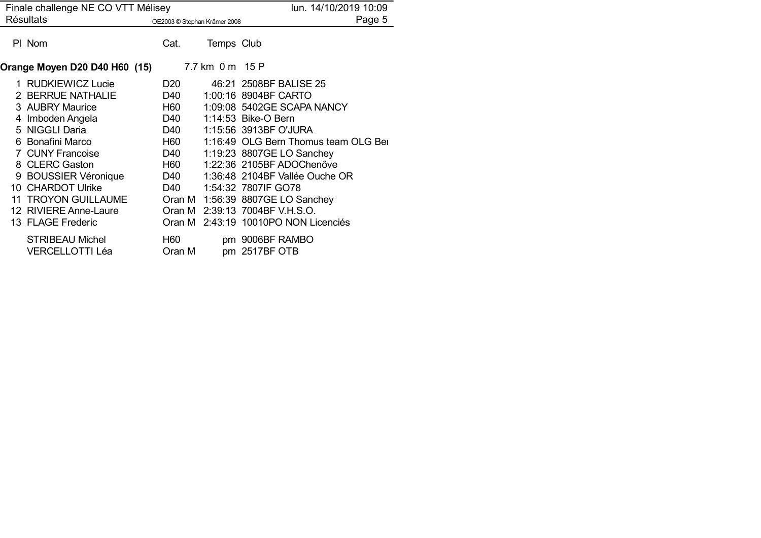| Pl | Nom | Cat. | Temps | Club |
|---|---|---|---|---|
| **Orange Moyen D20 D40 H60 (15)** | | | 7.7 km 0 m | 15 P |
| 1 | RUDKIEWICZ Lucie | D20 | 46:21 | 2508BF BALISE 25 |
| 2 | BERRUE NATHALIE | D40 | 1:00:16 | 8904BF CARTO |
| 3 | AUBRY Maurice | H60 | 1:09:08 | 5402GE SCAPA NANCY |
| 4 | Imboden Angela | D40 | 1:14:53 | Bike-O Bern |
| 5 | NIGGLI Daria | D40 | 1:15:56 | 3913BF O'JURA |
| 6 | Bonafini Marco | H60 | 1:16:49 | OLG Bern Thomus team OLG Bei |
| 7 | CUNY Francoise | D40 | 1:19:23 | 8807GE LO Sanchey |
| 8 | CLERC Gaston | H60 | 1:22:36 | 2105BF ADOChenôve |
| 9 | BOUSSIER Véronique | D40 | 1:36:48 | 2104BF Vallée Ouche OR |
| 10 | CHARDOT Ulrike | D40 | 1:54:32 | 7807IF GO78 |
| 11 | TROYON GUILLAUME | Oran M | 1:56:39 | 8807GE LO Sanchey |
| 12 | RIVIERE Anne-Laure | Oran M | 2:39:13 | 7004BF V.H.S.O. |
| 13 | FLAGE Frederic | Oran M | 2:43:19 | 10010PO NON Licenciés |
| | STRIBEAU Michel | H60 | pm | 9006BF RAMBO |
| | VERCELLOTTI Léa | Oran M | pm | 2517BF OTB |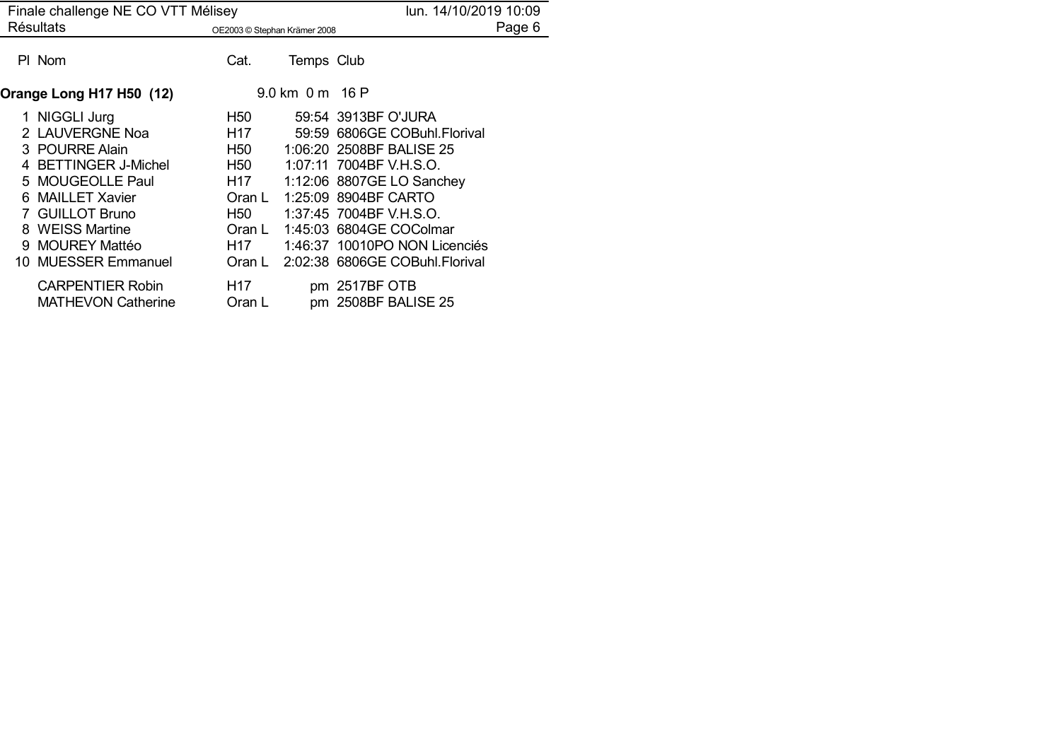## Orange Long H17 H50 (12)

9.0 km 0 m 16 P

| Pl | Nom | Cat. | Temps | Club |
|---|---|---|---|---|
| 1 | NIGGLI Jurg | H50 | 59:54 | 3913BF O'JURA |
| 2 | LAUVERGNE Noa | H17 | 59:59 | 6806GE COBuhl.Florival |
| 3 | POURRE Alain | H50 | 1:06:20 | 2508BF BALISE 25 |
| 4 | BETTINGER J-Michel | H50 | 1:07:11 | 7004BF V.H.S.O. |
| 5 | MOUGEOLLE Paul | H17 | 1:12:06 | 8807GE LO Sanchey |
| 6 | MAILLET Xavier | Oran L | 1:25:09 | 8904BF CARTO |
| 7 | GUILLOT Bruno | H50 | 1:37:45 | 7004BF V.H.S.O. |
| 8 | WEISS Martine | Oran L | 1:45:03 | 6804GE COColmar |
| 9 | MOUREY Mattéo | H17 | 1:46:37 | 10010PO NON Licenciés |
| 10 | MUESSER Emmanuel | Oran L | 2:02:38 | 6806GE COBuhl.Florival |
| | CARPENTIER Robin | H17 | pm | 2517BF OTB |
| | MATHEVON Catherine | Oran L | pm | 2508BF BALISE 25 |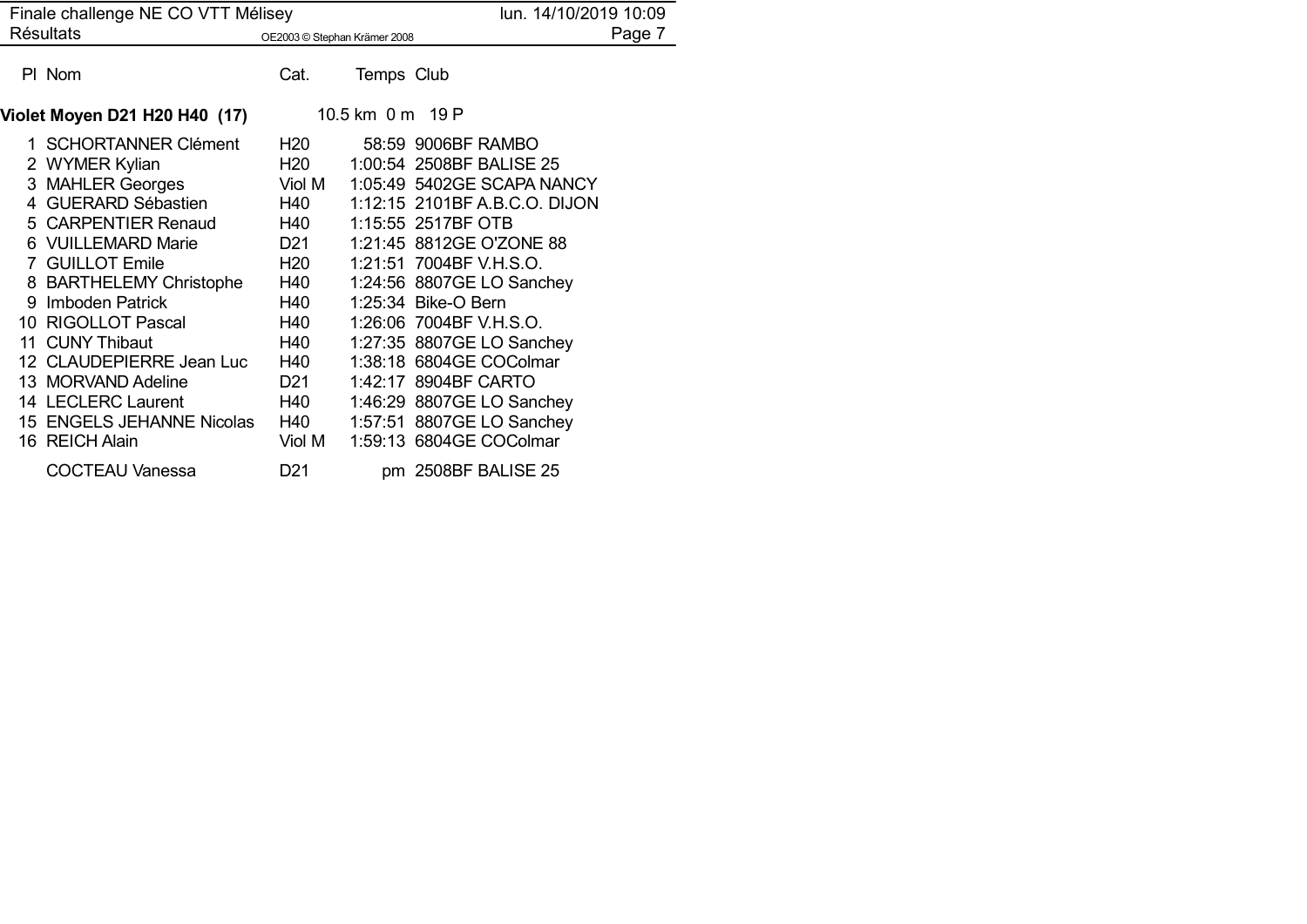## Violet Moyen D21 H20 H40 (17)

10.5 km 0 m 19 P

| Pl | Nom | Cat. | Temps | Club |
|---|---|---|---|---|
| 1 | SCHORTANNER Clément | H20 | 58:59 | 9006BF RAMBO |
| 2 | WYMER Kylian | H20 | 1:00:54 | 2508BF BALISE 25 |
| 3 | MAHLER Georges | Viol M | 1:05:49 | 5402GE SCAPA NANCY |
| 4 | GUERARD Sébastien | H40 | 1:12:15 | 2101BF A.B.C.O. DIJON |
| 5 | CARPENTIER Renaud | H40 | 1:15:55 | 2517BF OTB |
| 6 | VUILLEMARD Marie | D21 | 1:21:45 | 8812GE O'ZONE 88 |
| 7 | GUILLOT Emile | H20 | 1:21:51 | 7004BF V.H.S.O. |
| 8 | BARTHELEMY Christophe | H40 | 1:24:56 | 8807GE LO Sanchey |
| 9 | Imboden Patrick | H40 | 1:25:34 | Bike-O Bern |
| 10 | RIGOLLOT Pascal | H40 | 1:26:06 | 7004BF V.H.S.O. |
| 11 | CUNY Thibaut | H40 | 1:27:35 | 8807GE LO Sanchey |
| 12 | CLAUDEPIERRE Jean Luc | H40 | 1:38:18 | 6804GE COColmar |
| 13 | MORVAND Adeline | D21 | 1:42:17 | 8904BF CARTO |
| 14 | LECLERC Laurent | H40 | 1:46:29 | 8807GE LO Sanchey |
| 15 | ENGELS JEHANNE Nicolas | H40 | 1:57:51 | 8807GE LO Sanchey |
| 16 | REICH Alain | Viol M | 1:59:13 | 6804GE COColmar |
| | COCTEAU Vanessa | D21 | pm | 2508BF BALISE 25 |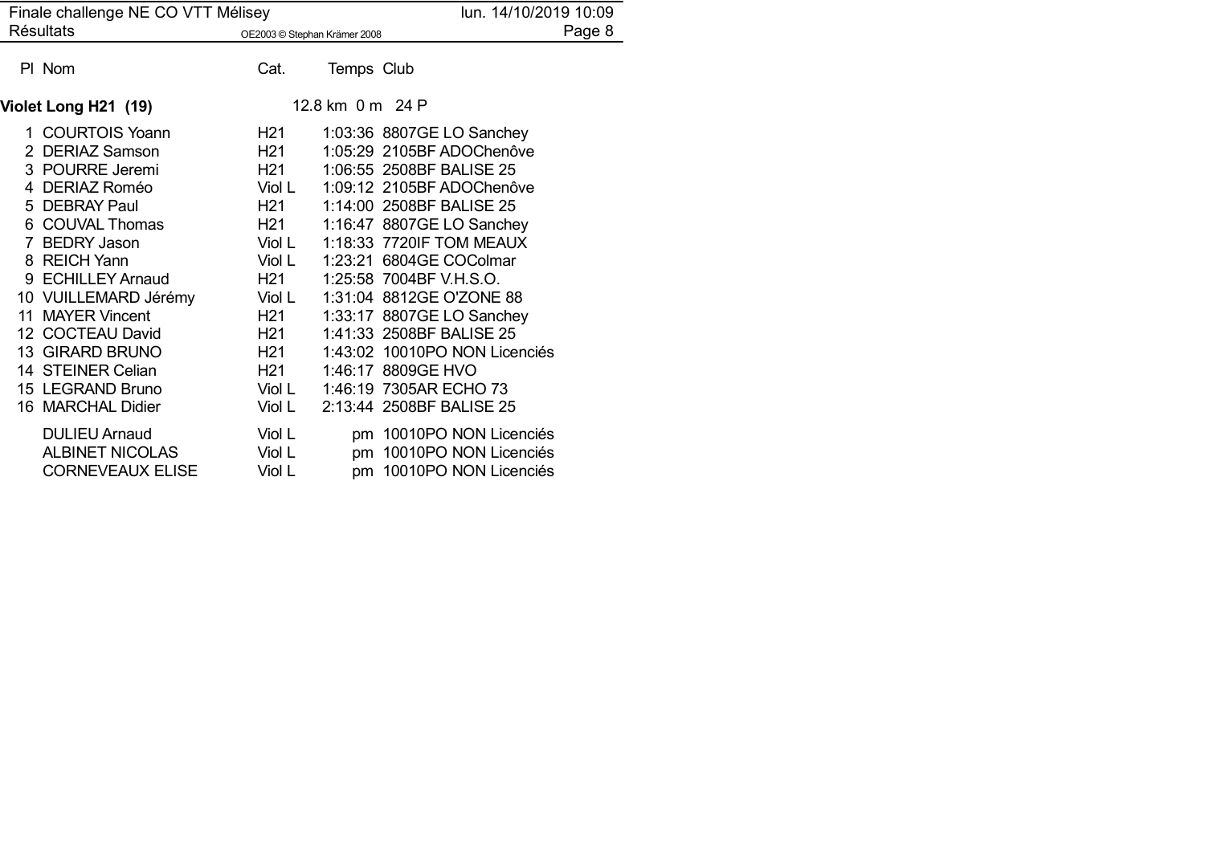Finale challenge NE CO VTT Mélisey — lun. 14/10/2019 10:09

Résultats

OE2003 © Stephan Krämer 2008

### Violet Long H21 (19) — 12.8 km 0 m 24 P

| Pl | Nom | Cat. | Temps | Club |
|---|---|---|---|---|
| 1 | COURTOIS Yoann | H21 | 1:03:36 | 8807GE LO Sanchey |
| 2 | DERIAZ Samson | H21 | 1:05:29 | 2105BF ADOChenôve |
| 3 | POURRE Jeremi | H21 | 1:06:55 | 2508BF BALISE 25 |
| 4 | DERIAZ Roméo | Viol L | 1:09:12 | 2105BF ADOChenôve |
| 5 | DEBRAY Paul | H21 | 1:14:00 | 2508BF BALISE 25 |
| 6 | COUVAL Thomas | H21 | 1:16:47 | 8807GE LO Sanchey |
| 7 | BEDRY Jason | Viol L | 1:18:33 | 7720IF TOM MEAUX |
| 8 | REICH Yann | Viol L | 1:23:21 | 6804GE COColmar |
| 9 | ECHILLEY Arnaud | H21 | 1:25:58 | 7004BF V.H.S.O. |
| 10 | VUILLEMARD Jérémy | Viol L | 1:31:04 | 8812GE O'ZONE 88 |
| 11 | MAYER Vincent | H21 | 1:33:17 | 8807GE LO Sanchey |
| 12 | COCTEAU David | H21 | 1:41:33 | 2508BF BALISE 25 |
| 13 | GIRARD BRUNO | H21 | 1:43:02 | 10010PO NON Licenciés |
| 14 | STEINER Celian | H21 | 1:46:17 | 8809GE HVO |
| 15 | LEGRAND Bruno | Viol L | 1:46:19 | 7305AR ECHO 73 |
| 16 | MARCHAL Didier | Viol L | 2:13:44 | 2508BF BALISE 25 |
| | DULIEU Arnaud | Viol L | pm | 10010PO NON Licenciés |
| | ALBINET NICOLAS | Viol L | pm | 10010PO NON Licenciés |
| | CORNEVEAUX ELISE | Viol L | pm | 10010PO NON Licenciés |